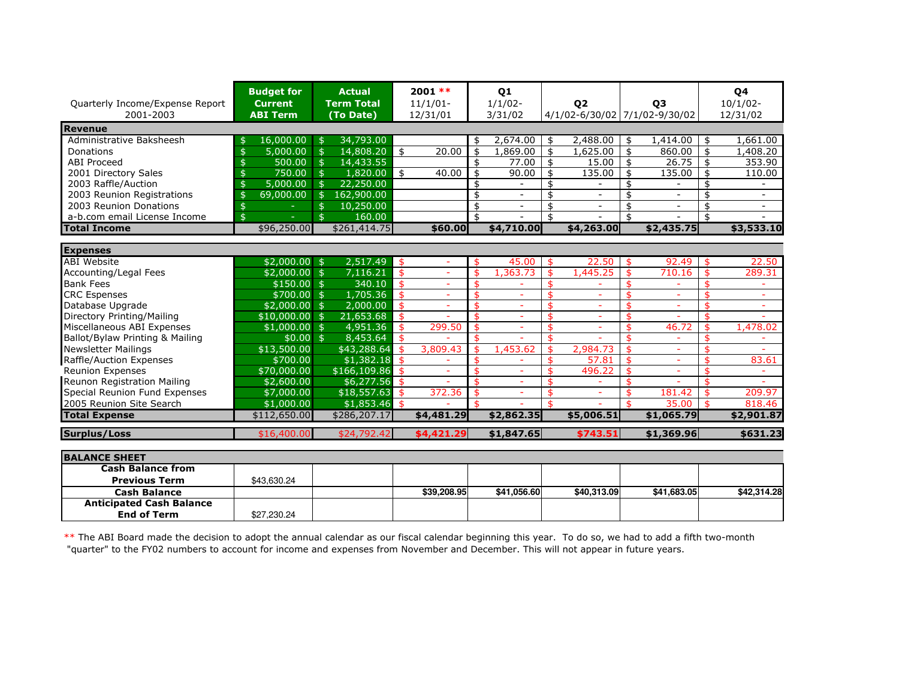| Quarterly Income/Expense Report 2001-2003 | Budget for Current ABI Term | Actual Term Total (To Date) | 2001 ** 11/1/01-12/31/01 | Q1 1/1/02-3/31/02 | Q2 4/1/02-6/30/02 | Q3 7/1/02-9/30/02 | Q4 10/1/02-12/31/02 |
|---|---|---|---|---|---|---|---|
| **Revenue** | | | | | | | |
| Administrative Baksheesh | $ 16,000.00 | $ 34,793.00 | | $ 2,674.00 | $ 2,488.00 | $ 1,414.00 | $ 1,661.00 |
| Donations | $ 5,000.00 | $ 14,808.20 | $ 20.00 | $ 1,869.00 | $ 1,625.00 | $ 860.00 | $ 1,408.20 |
| ABI Proceed | $ 500.00 | $ 14,433.55 | | $ 77.00 | $ 15.00 | $ 26.75 | $ 353.90 |
| 2001 Directory Sales | $ 750.00 | $ 1,820.00 | $ 40.00 | $ 90.00 | $ 135.00 | $ 135.00 | $ 110.00 |
| 2003 Raffle/Auction | $ 5,000.00 | $ 22,250.00 | | $ - | $ - | $ - | $ - |
| 2003 Reunion Registrations | $ 69,000.00 | $ 162,900.00 | | $ - | $ - | $ - | $ - |
| 2003 Reunion Donations | $ - | $ 10,250.00 | | $ - | $ - | $ - | $ - |
| a-b.com email License Income | $ - | $ 160.00 | | $ - | $ - | $ - | $ - |
| **Total Income** | $96,250.00 | $261,414.75 | **$60.00** | **$4,710.00** | **$4,263.00** | **$2,435.75** | **$3,533.10** |
| | | | | | | | |
| **Expenses** | | | | | | | |
| ABI Website | $2,000.00 | $ 2,517.49 | $ - | $ 45.00 | $ 22.50 | $ 92.49 | $ 22.50 |
| Accounting/Legal Fees | $2,000.00 | $ 7,116.21 | $ - | $ 1,363.73 | $ 1,445.25 | $ 710.16 | $ 289.31 |
| Bank Fees | $150.00 | $ 340.10 | $ - | $ - | $ - | $ - | $ - |
| CRC Expenses | $700.00 | $ 1,705.36 | $ - | $ - | $ - | $ - | $ - |
| Database Upgrade | $2,000.00 | $ 2,000.00 | $ - | $ - | $ - | $ - | $ - |
| Directory Printing/Mailing | $10,000.00 | $ 21,653.68 | $ - | $ - | $ - | $ - | $ - |
| Miscellaneous ABI Expenses | $1,000.00 | $ 4,951.36 | $ 299.50 | $ - | $ - | $ 46.72 | $ 1,478.02 |
| Ballot/Bylaw Printing & Mailing | $0.00 | $ 8,453.64 | $ - | $ - | $ - | $ - | $ - |
| Newsletter Mailings | $13,500.00 | $43,288.64 | $ 3,809.43 | $ 1,453.62 | $ 2,984.73 | $ - | $ - |
| Raffle/Auction Expenses | $700.00 | $1,382.18 | $ - | $ - | $ 57.81 | $ - | $ 83.61 |
| Reunion Expenses | $70,000.00 | $166,109.86 | $ - | $ - | $ 496.22 | $ - | $ - |
| Reunon Registration Mailing | $2,600.00 | $6,277.56 | $ - | $ - | $ - | $ - | $ - |
| Special Reunion Fund Expenses | $7,000.00 | $18,557.63 | $ 372.36 | $ - | $ - | $ 181.42 | $ 209.97 |
| 2005 Reunion Site Search | $1,000.00 | $1,853.46 | $ - | $ - | $ - | $ 35.00 | $ 818.46 |
| **Total Expense** | $112,650.00 | $286,207.17 | **$4,481.29** | **$2,862.35** | **$5,006.51** | **$1,065.79** | **$2,901.87** |
| | | | | | | | |
| **Surplus/Loss** | $16,400.00 | $24,792.42 | **$4,421.29** | **$1,847.65** | **$743.51** | **$1,369.96** | **$631.23** |
| | | | | | | | |
| **BALANCE SHEET** | | | | | | | |
| **Cash Balance from Previous Term** | $43,630.24 | | | | | | |
| **Cash Balance** | | | **$39,208.95** | **$41,056.60** | **$40,313.09** | **$41,683.05** | **$42,314.28** |
| **Anticipated Cash Balance End of Term** | $27,230.24 | | | | | | |

** The ABI Board made the decision to adopt the annual calendar as our fiscal calendar beginning this year. To do so, we had to add a fifth two-month "quarter" to the FY02 numbers to account for income and expenses from November and December. This will not appear in future years.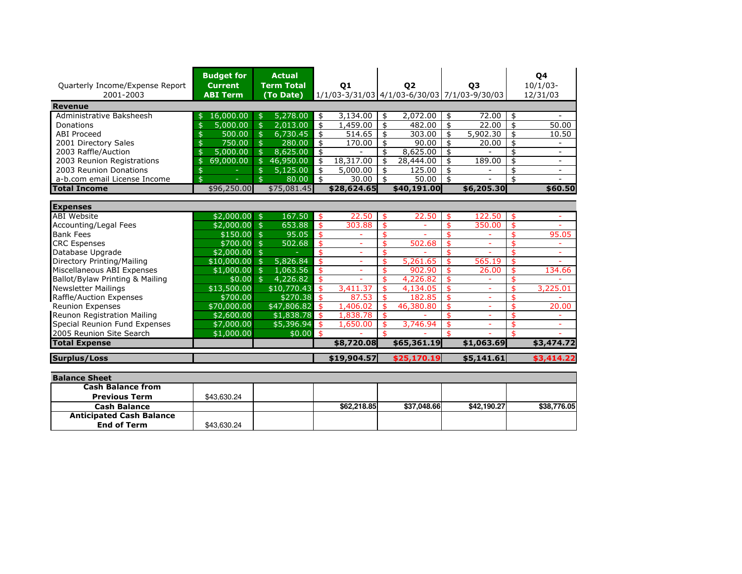| Quarterly Income/Expense Report 2001-2003 | Budget for Current ABI Term | Actual Term Total (To Date) | Q1 1/1/03-3/31/03 | Q2 4/1/03-6/30/03 | Q3 7/1/03-9/30/03 | Q4 10/1/03-12/31/03 |
|---|---|---|---|---|---|---|
| **Revenue** | | | | | | |
| Administrative Baksheesh | $ 16,000.00 | $ 5,278.00 | $ 3,134.00 | $ 2,072.00 | $ 72.00 | $ - |
| Donations | $ 5,000.00 | $ 2,013.00 | $ 1,459.00 | $ 482.00 | $ 22.00 | $ 50.00 |
| ABI Proceed | $ 500.00 | $ 6,730.45 | $ 514.65 | $ 303.00 | $ 5,902.30 | $ 10.50 |
| 2001 Directory Sales | $ 750.00 | $ 280.00 | $ 170.00 | $ 90.00 | $ 20.00 | $ - |
| 2003 Raffle/Auction | $ 5,000.00 | $ 8,625.00 | $ - | $ 8,625.00 | $ - | $ - |
| 2003 Reunion Registrations | $ 69,000.00 | $ 46,950.00 | $ 18,317.00 | $ 28,444.00 | $ 189.00 | $ - |
| 2003 Reunion Donations | $ - | $ 5,125.00 | $ 5,000.00 | $ 125.00 | $ - | $ - |
| a-b.com email License Income | $ - | $ 80.00 | $ 30.00 | $ 50.00 | $ - | $ - |
| **Total Income** | $96,250.00 | $75,081.45 | **$28,624.65** | **$40,191.00** | **$6,205.30** | **$60.50** |
| **Expenses** | | | | | | |
| ABI Website | $2,000.00 | $ 167.50 | $ 22.50 | $ 22.50 | $ 122.50 | $ - |
| Accounting/Legal Fees | $2,000.00 | $ 653.88 | $ 303.88 | $ - | $ 350.00 | $ - |
| Bank Fees | $150.00 | $ 95.05 | $ - | $ - | $ - | $ 95.05 |
| CRC Espenses | $700.00 | $ 502.68 | $ - | $ 502.68 | $ - | $ - |
| Database Upgrade | $2,000.00 | $ - | $ - | $ - | $ - | $ - |
| Directory Printing/Mailing | $10,000.00 | $ 5,826.84 | $ - | $ 5,261.65 | $ 565.19 | $ - |
| Miscellaneous ABI Expenses | $1,000.00 | $ 1,063.56 | $ - | $ 902.90 | $ 26.00 | $ 134.66 |
| Ballot/Bylaw Printing & Mailing | $0.00 | $ 4,226.82 | $ - | $ 4,226.82 | $ - | $ - |
| Newsletter Mailings | $13,500.00 | $10,770.43 | $ 3,411.37 | $ 4,134.05 | $ - | $ 3,225.01 |
| Raffle/Auction Expenses | $700.00 | $270.38 | $ 87.53 | $ 182.85 | $ - | $ - |
| Reunion Expenses | $70,000.00 | $47,806.82 | $ 1,406.02 | $ 46,380.80 | $ - | $ 20.00 |
| Reunon Registration Mailing | $2,600.00 | $1,838.78 | $ 1,838.78 | $ - | $ - | $ - |
| Special Reunion Fund Expenses | $7,000.00 | $5,396.94 | $ 1,650.00 | $ 3,746.94 | $ - | $ - |
| 2005 Reunion Site Search | $1,000.00 | $0.00 | $ - | $ - | $ - | $ - |
| **Total Expense** | | | **$8,720.08** | **$65,361.19** | **$1,063.69** | **$3,474.72** |
| **Surplus/Loss** | | | **$19,904.57** | **$25,170.19** | **$5,141.61** | **$3,414.22** |
| **Balance Sheet** | | | | | | |
| **Cash Balance from Previous Term** | $43,630.24 | | | | | |
| **Cash Balance** | | | **$62,218.85** | **$37,048.66** | **$42,190.27** | **$38,776.05** |
| **Anticipated Cash Balance End of Term** | $43,630.24 | | | | | |